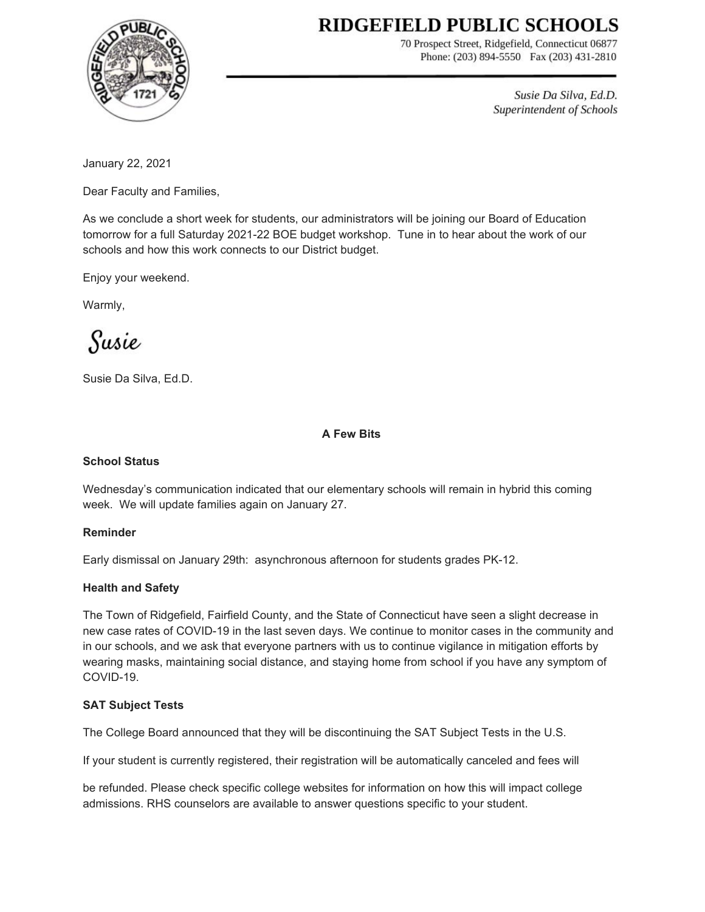# RIDGEFIELD PUBLIC SCHOOLS

70 Prospect Street, Ridgefield, Connecticut 06877
Phone: (203) 894-5550 Fax (203) 431-2810

*Susie Da Silva, Ed.D.*
*Superintendent of Schools*

January 22, 2021

Dear Faculty and Families,

As we conclude a short week for students, our administrators will be joining our Board of Education tomorrow for a full Saturday 2021-22 BOE budget workshop. Tune in to hear about the work of our schools and how this work connects to our District budget.

Enjoy your weekend.

Warmly,

Susie

Susie Da Silva, Ed.D.

**A Few Bits**

**School Status**

Wednesday's communication indicated that our elementary schools will remain in hybrid this coming week. We will update families again on January 27.

**Reminder**

Early dismissal on January 29th: asynchronous afternoon for students grades PK-12.

**Health and Safety**

The Town of Ridgefield, Fairfield County, and the State of Connecticut have seen a slight decrease in new case rates of COVID-19 in the last seven days. We continue to monitor cases in the community and in our schools, and we ask that everyone partners with us to continue vigilance in mitigation efforts by wearing masks, maintaining social distance, and staying home from school if you have any symptom of COVID-19.

**SAT Subject Tests**

The College Board announced that they will be discontinuing the SAT Subject Tests in the U.S.

If your student is currently registered, their registration will be automatically canceled and fees will be refunded. Please check specific college websites for information on how this will impact college admissions. RHS counselors are available to answer questions specific to your student.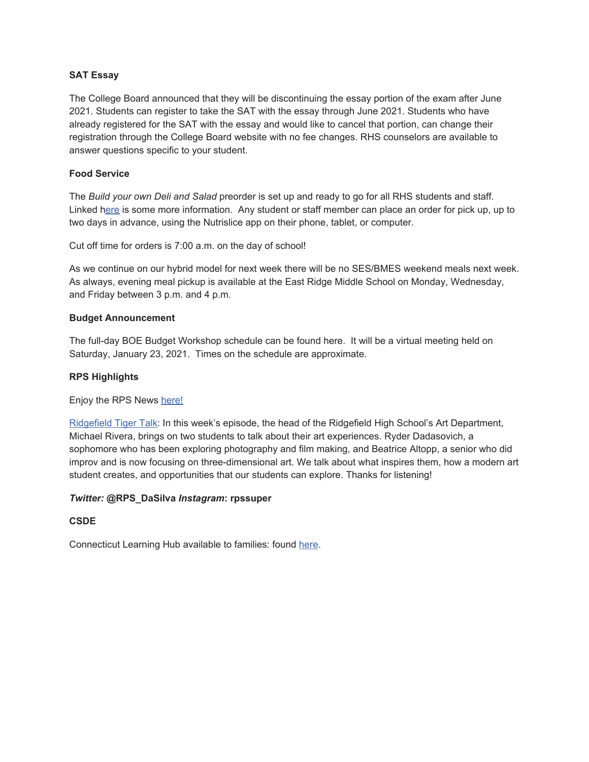**SAT Essay**

The College Board announced that they will be discontinuing the essay portion of the exam after June 2021. Students can register to take the SAT with the essay through June 2021. Students who have already registered for the SAT with the essay and would like to cancel that portion, can change their registration through the College Board website with no fee changes. RHS counselors are available to answer questions specific to your student.

**Food Service**

The *Build your own Deli and Salad* preorder is set up and ready to go for all RHS students and staff. Linked here is some more information. Any student or staff member can place an order for pick up, up to two days in advance, using the Nutrislice app on their phone, tablet, or computer.

Cut off time for orders is 7:00 a.m. on the day of school!

As we continue on our hybrid model for next week there will be no SES/BMES weekend meals next week. As always, evening meal pickup is available at the East Ridge Middle School on Monday, Wednesday, and Friday between 3 p.m. and 4 p.m.

**Budget Announcement**

The full-day BOE Budget Workshop schedule can be found here. It will be a virtual meeting held on Saturday, January 23, 2021. Times on the schedule are approximate.

**RPS Highlights**

Enjoy the RPS News here!

Ridgefield Tiger Talk: In this week's episode, the head of the Ridgefield High School's Art Department, Michael Rivera, brings on two students to talk about their art experiences. Ryder Dadasovich, a sophomore who has been exploring photography and film making, and Beatrice Altopp, a senior who did improv and is now focusing on three-dimensional art. We talk about what inspires them, how a modern art student creates, and opportunities that our students can explore. Thanks for listening!

***Twitter:* @RPS_DaSilva *Instagram*: rpssuper**

**CSDE**

Connecticut Learning Hub available to families: found here.